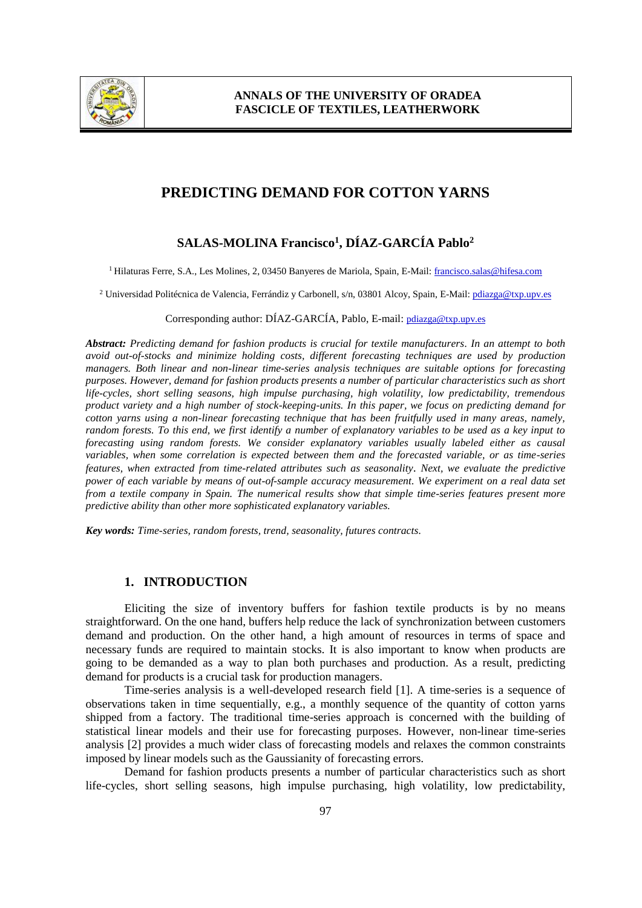# PREDICTING DEMAND FOR COTTON YARNS

## SALAS-MOLINA Francisco[1], DÍAZ-GARCÍA Pablo[2]

[1] Hilaturas Ferre, S.A., Les Molines, 2, 03450 Banyeres de Mariola, Spain, E-Mail: francisco.salas@hifesa.com

[2] Universidad Politécnica de Valencia, Ferrándiz y Carbonell, s/n, 03801 Alcoy, Spain, E-Mail: pdiazga@txp.upv.es

Corresponding author: DÍAZ-GARCÍA, Pablo, E-mail: pdiazga@txp.upv.es

***Abstract:*** *Predicting demand for fashion products is crucial for textile manufacturers. In an attempt to both avoid out-of-stocks and minimize holding costs, different forecasting techniques are used by production managers. Both linear and non-linear time-series analysis techniques are suitable options for forecasting purposes. However, demand for fashion products presents a number of particular characteristics such as short life-cycles, short selling seasons, high impulse purchasing, high volatility, low predictability, tremendous product variety and a high number of stock-keeping-units. In this paper, we focus on predicting demand for cotton yarns using a non-linear forecasting technique that has been fruitfully used in many areas, namely, random forests. To this end, we first identify a number of explanatory variables to be used as a key input to forecasting using random forests. We consider explanatory variables usually labeled either as causal variables, when some correlation is expected between them and the forecasted variable, or as time-series features, when extracted from time-related attributes such as seasonality. Next, we evaluate the predictive power of each variable by means of out-of-sample accuracy measurement. We experiment on a real data set from a textile company in Spain. The numerical results show that simple time-series features present more predictive ability than other more sophisticated explanatory variables.*

***Key words:*** *Time-series, random forests, trend, seasonality, futures contracts.*

## 1. INTRODUCTION

Eliciting the size of inventory buffers for fashion textile products is by no means straightforward. On the one hand, buffers help reduce the lack of synchronization between customers demand and production. On the other hand, a high amount of resources in terms of space and necessary funds are required to maintain stocks. It is also important to know when products are going to be demanded as a way to plan both purchases and production. As a result, predicting demand for products is a crucial task for production managers.

Time-series analysis is a well-developed research field [1]. A time-series is a sequence of observations taken in time sequentially, e.g., a monthly sequence of the quantity of cotton yarns shipped from a factory. The traditional time-series approach is concerned with the building of statistical linear models and their use for forecasting purposes. However, non-linear time-series analysis [2] provides a much wider class of forecasting models and relaxes the common constraints imposed by linear models such as the Gaussianity of forecasting errors.

Demand for fashion products presents a number of particular characteristics such as short life-cycles, short selling seasons, high impulse purchasing, high volatility, low predictability,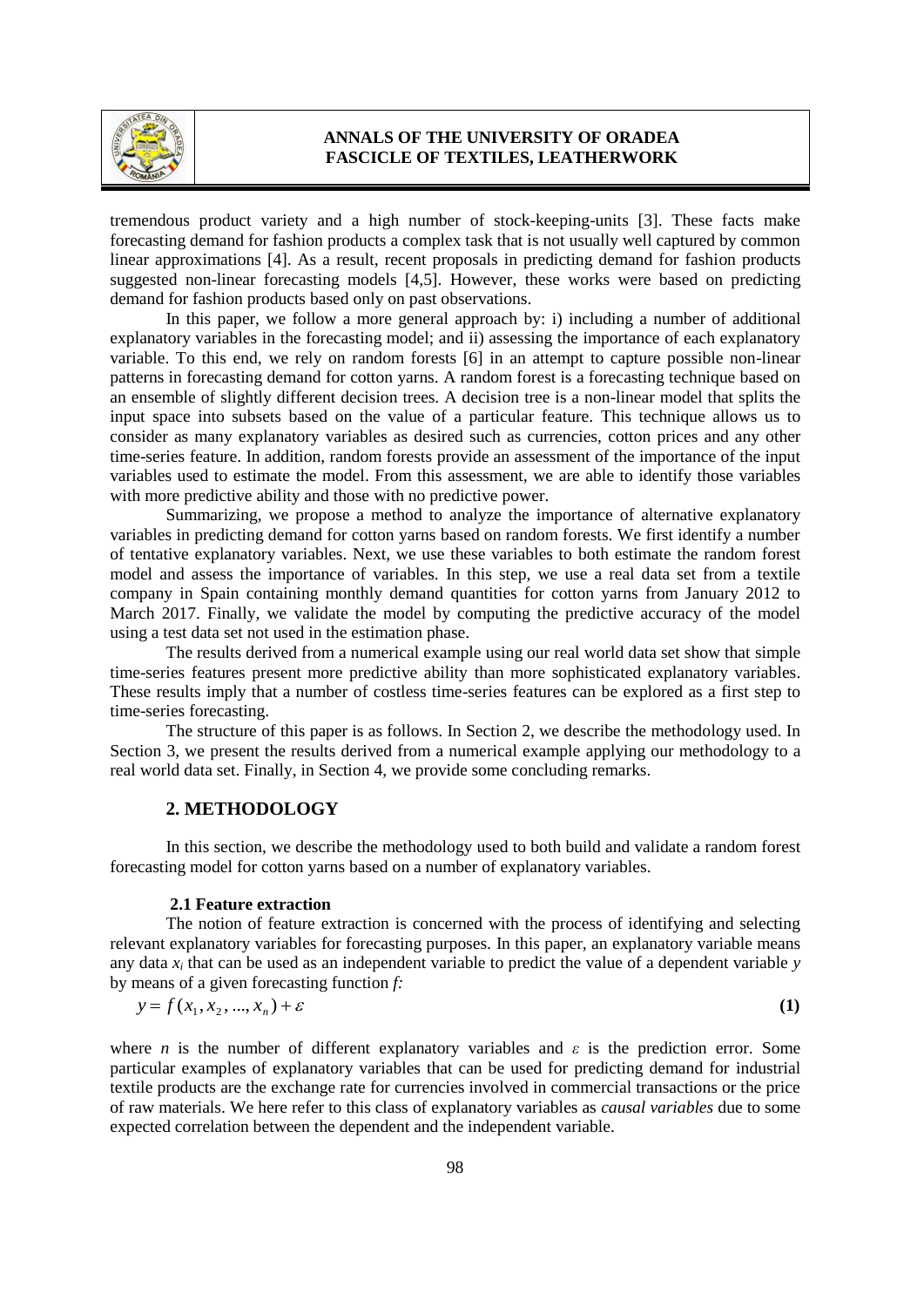tremendous product variety and a high number of stock-keeping-units [3]. These facts make forecasting demand for fashion products a complex task that is not usually well captured by common linear approximations [4]. As a result, recent proposals in predicting demand for fashion products suggested non-linear forecasting models [4,5]. However, these works were based on predicting demand for fashion products based only on past observations.

In this paper, we follow a more general approach by: i) including a number of additional explanatory variables in the forecasting model; and ii) assessing the importance of each explanatory variable. To this end, we rely on random forests [6] in an attempt to capture possible non-linear patterns in forecasting demand for cotton yarns. A random forest is a forecasting technique based on an ensemble of slightly different decision trees. A decision tree is a non-linear model that splits the input space into subsets based on the value of a particular feature. This technique allows us to consider as many explanatory variables as desired such as currencies, cotton prices and any other time-series feature. In addition, random forests provide an assessment of the importance of the input variables used to estimate the model. From this assessment, we are able to identify those variables with more predictive ability and those with no predictive power.

Summarizing, we propose a method to analyze the importance of alternative explanatory variables in predicting demand for cotton yarns based on random forests. We first identify a number of tentative explanatory variables. Next, we use these variables to both estimate the random forest model and assess the importance of variables. In this step, we use a real data set from a textile company in Spain containing monthly demand quantities for cotton yarns from January 2012 to March 2017. Finally, we validate the model by computing the predictive accuracy of the model using a test data set not used in the estimation phase.

The results derived from a numerical example using our real world data set show that simple time-series features present more predictive ability than more sophisticated explanatory variables. These results imply that a number of costless time-series features can be explored as a first step to time-series forecasting.

The structure of this paper is as follows. In Section 2, we describe the methodology used. In Section 3, we present the results derived from a numerical example applying our methodology to a real world data set. Finally, in Section 4, we provide some concluding remarks.

## 2. METHODOLOGY

In this section, we describe the methodology used to both build and validate a random forest forecasting model for cotton yarns based on a number of explanatory variables.

### 2.1 Feature extraction

The notion of feature extraction is concerned with the process of identifying and selecting relevant explanatory variables for forecasting purposes. In this paper, an explanatory variable means any data $x_i$ that can be used as an independent variable to predict the value of a dependent variable $y$ by means of a given forecasting function $f$:

$$y = f(x_1, x_2, ..., x_n) + \varepsilon \tag{1}$$

where $n$ is the number of different explanatory variables and $\varepsilon$ is the prediction error. Some particular examples of explanatory variables that can be used for predicting demand for industrial textile products are the exchange rate for currencies involved in commercial transactions or the price of raw materials. We here refer to this class of explanatory variables as *causal variables* due to some expected correlation between the dependent and the independent variable.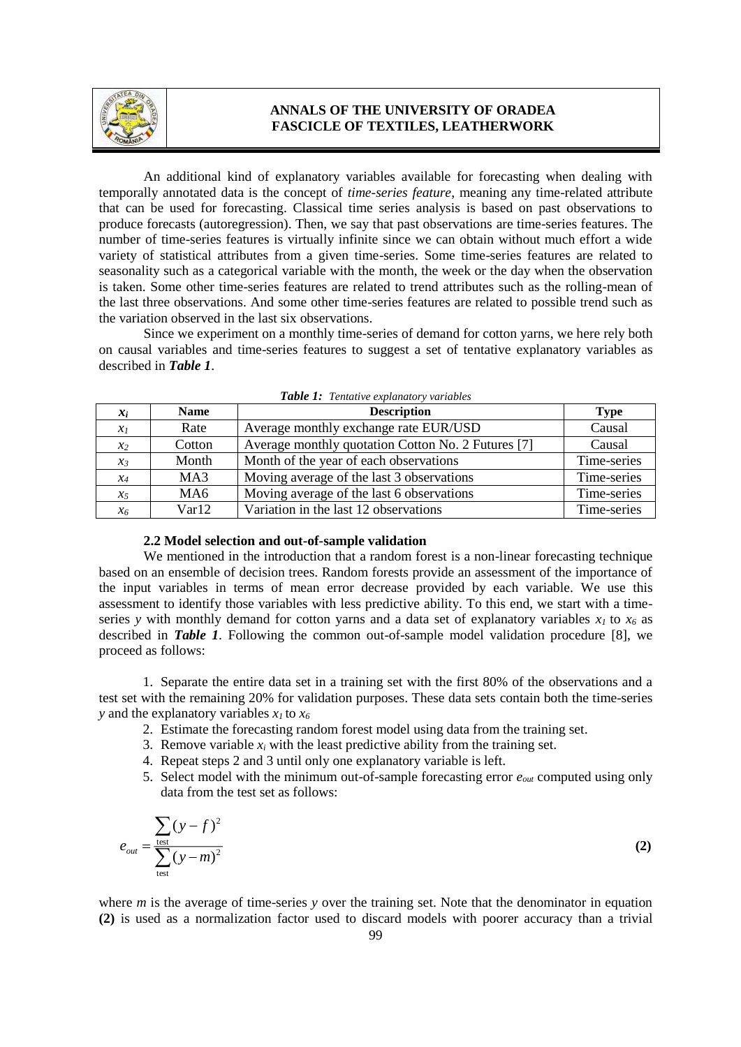An additional kind of explanatory variables available for forecasting when dealing with temporally annotated data is the concept of *time-series feature*, meaning any time-related attribute that can be used for forecasting. Classical time series analysis is based on past observations to produce forecasts (autoregression). Then, we say that past observations are time-series features. The number of time-series features is virtually infinite since we can obtain without much effort a wide variety of statistical attributes from a given time-series. Some time-series features are related to seasonality such as a categorical variable with the month, the week or the day when the observation is taken. Some other time-series features are related to trend attributes such as the rolling-mean of the last three observations. And some other time-series features are related to possible trend such as the variation observed in the last six observations.

Since we experiment on a monthly time-series of demand for cotton yarns, we here rely both on causal variables and time-series features to suggest a set of tentative explanatory variables as described in ***Table 1***.

***Table 1:*** *Tentative explanatory variables*

| $x_i$ | Name | Description | Type |
|---|---|---|---|
| $x_1$ | Rate | Average monthly exchange rate EUR/USD | Causal |
| $x_2$ | Cotton | Average monthly quotation Cotton No. 2 Futures [7] | Causal |
| $x_3$ | Month | Month of the year of each observations | Time-series |
| $x_4$ | MA3 | Moving average of the last 3 observations | Time-series |
| $x_5$ | MA6 | Moving average of the last 6 observations | Time-series |
| $x_6$ | Var12 | Variation in the last 12 observations | Time-series |

### 2.2 Model selection and out-of-sample validation

We mentioned in the introduction that a random forest is a non-linear forecasting technique based on an ensemble of decision trees. Random forests provide an assessment of the importance of the input variables in terms of mean error decrease provided by each variable. We use this assessment to identify those variables with less predictive ability. To this end, we start with a time-series $y$ with monthly demand for cotton yarns and a data set of explanatory variables $x_1$ to $x_6$ as described in ***Table 1***. Following the common out-of-sample model validation procedure [8], we proceed as follows:

1. Separate the entire data set in a training set with the first 80% of the observations and a test set with the remaining 20% for validation purposes. These data sets contain both the time-series $y$ and the explanatory variables $x_1$ to $x_6$
2. Estimate the forecasting random forest model using data from the training set.
3. Remove variable $x_i$ with the least predictive ability from the training set.
4. Repeat steps 2 and 3 until only one explanatory variable is left.
5. Select model with the minimum out-of-sample forecasting error $e_{out}$ computed using only data from the test set as follows:

$$e_{out} = \frac{\sum_{\text{test}} (y - f)^2}{\sum_{\text{test}} (y - m)^2} \qquad \textbf{(2)}$$

where $m$ is the average of time-series $y$ over the training set. Note that the denominator in equation **(2)** is used as a normalization factor used to discard models with poorer accuracy than a trivial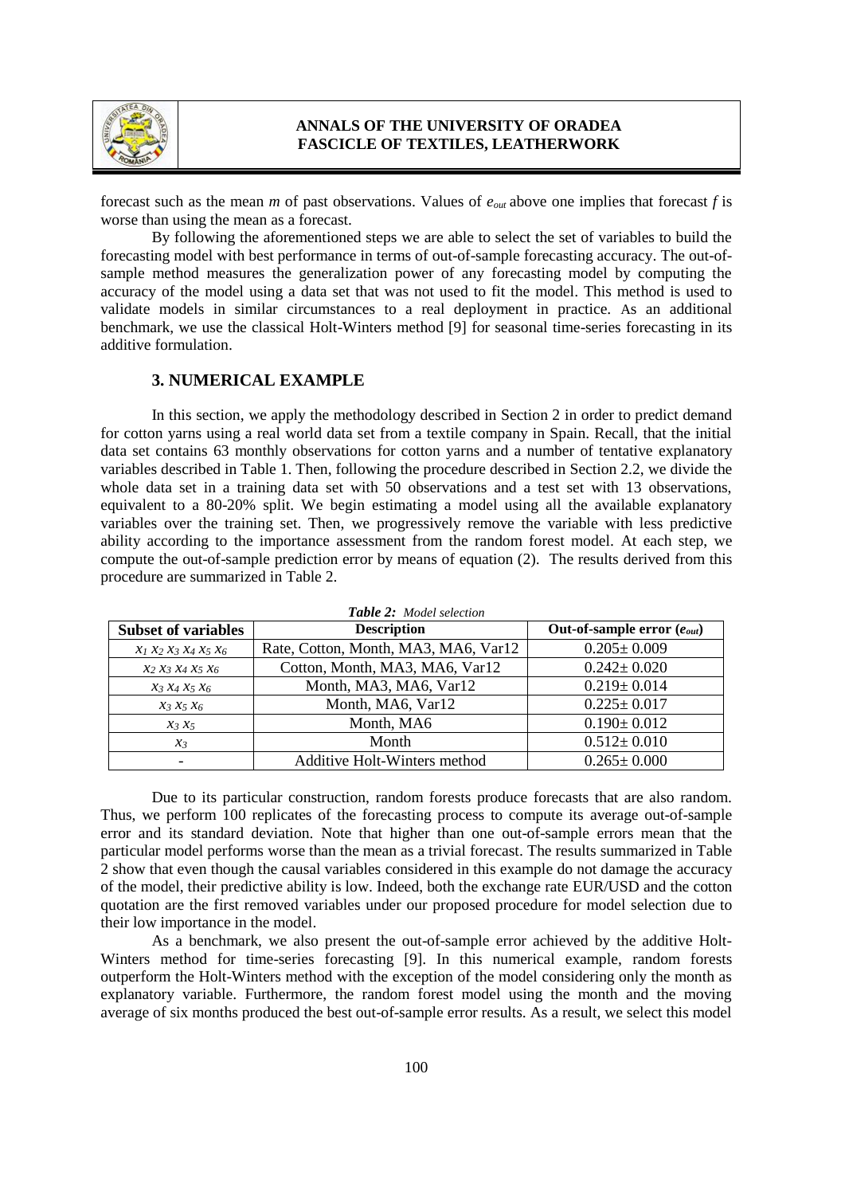forecast such as the mean $m$ of past observations. Values of $e_{out}$ above one implies that forecast $f$ is worse than using the mean as a forecast.

By following the aforementioned steps we are able to select the set of variables to build the forecasting model with best performance in terms of out-of-sample forecasting accuracy. The out-of-sample method measures the generalization power of any forecasting model by computing the accuracy of the model using a data set that was not used to fit the model. This method is used to validate models in similar circumstances to a real deployment in practice. As an additional benchmark, we use the classical Holt-Winters method [9] for seasonal time-series forecasting in its additive formulation.

## 3. NUMERICAL EXAMPLE

In this section, we apply the methodology described in Section 2 in order to predict demand for cotton yarns using a real world data set from a textile company in Spain. Recall, that the initial data set contains 63 monthly observations for cotton yarns and a number of tentative explanatory variables described in Table 1. Then, following the procedure described in Section 2.2, we divide the whole data set in a training data set with 50 observations and a test set with 13 observations, equivalent to a 80-20% split. We begin estimating a model using all the available explanatory variables over the training set. Then, we progressively remove the variable with less predictive ability according to the importance assessment from the random forest model. At each step, we compute the out-of-sample prediction error by means of equation (2). The results derived from this procedure are summarized in Table 2.

***Table 2:*** *Model selection*

| Subset of variables | Description | Out-of-sample error ($e_{out}$) |
|---|---|---|
| $x_1\ x_2\ x_3\ x_4\ x_5\ x_6$ | Rate, Cotton, Month, MA3, MA6, Var12 | $0.205 \pm 0.009$ |
| $x_2\ x_3\ x_4\ x_5\ x_6$ | Cotton, Month, MA3, MA6, Var12 | $0.242 \pm 0.020$ |
| $x_3\ x_4\ x_5\ x_6$ | Month, MA3, MA6, Var12 | $0.219 \pm 0.014$ |
| $x_3\ x_5\ x_6$ | Month, MA6, Var12 | $0.225 \pm 0.017$ |
| $x_3\ x_5$ | Month, MA6 | $0.190 \pm 0.012$ |
| $x_3$ | Month | $0.512 \pm 0.010$ |
| - | Additive Holt-Winters method | $0.265 \pm 0.000$ |

Due to its particular construction, random forests produce forecasts that are also random. Thus, we perform 100 replicates of the forecasting process to compute its average out-of-sample error and its standard deviation. Note that higher than one out-of-sample errors mean that the particular model performs worse than the mean as a trivial forecast. The results summarized in Table 2 show that even though the causal variables considered in this example do not damage the accuracy of the model, their predictive ability is low. Indeed, both the exchange rate EUR/USD and the cotton quotation are the first removed variables under our proposed procedure for model selection due to their low importance in the model.

As a benchmark, we also present the out-of-sample error achieved by the additive Holt-Winters method for time-series forecasting [9]. In this numerical example, random forests outperform the Holt-Winters method with the exception of the model considering only the month as explanatory variable. Furthermore, the random forest model using the month and the moving average of six months produced the best out-of-sample error results. As a result, we select this model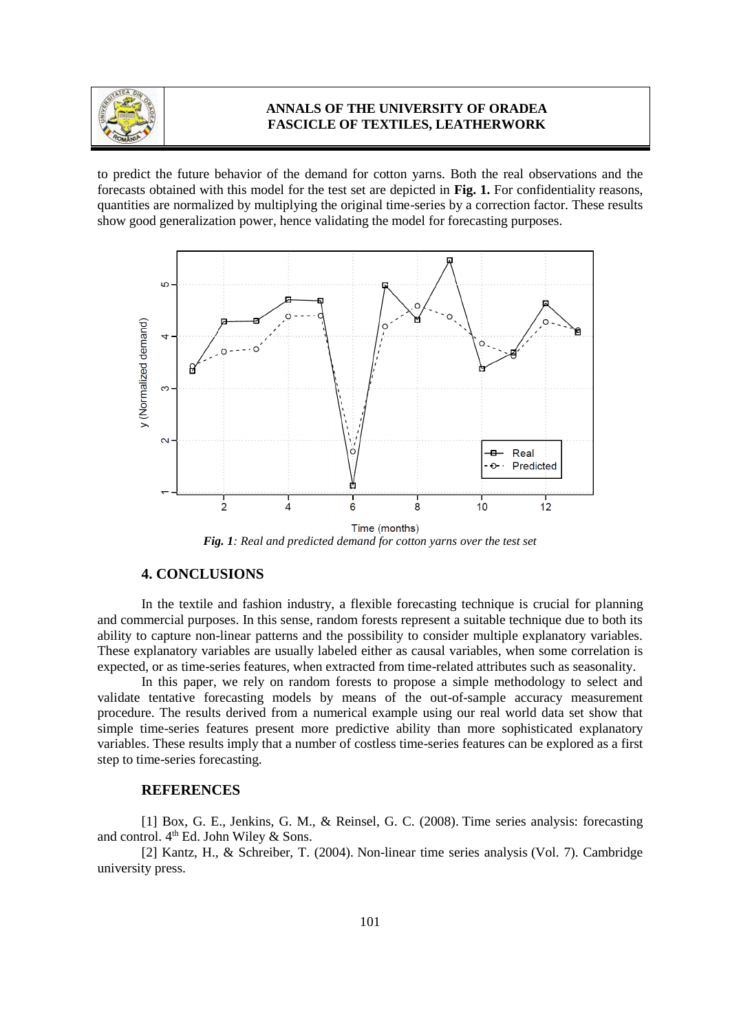to predict the future behavior of the demand for cotton yarns. Both the real observations and the forecasts obtained with this model for the test set are depicted in **Fig. 1.** For confidentiality reasons, quantities are normalized by multiplying the original time-series by a correction factor. These results show good generalization power, hence validating the model for forecasting purposes.

***Fig. 1**: Real and predicted demand for cotton yarns over the test set*

## 4. CONCLUSIONS

In the textile and fashion industry, a flexible forecasting technique is crucial for planning and commercial purposes. In this sense, random forests represent a suitable technique due to both its ability to capture non-linear patterns and the possibility to consider multiple explanatory variables. These explanatory variables are usually labeled either as causal variables, when some correlation is expected, or as time-series features, when extracted from time-related attributes such as seasonality.

In this paper, we rely on random forests to propose a simple methodology to select and validate tentative forecasting models by means of the out-of-sample accuracy measurement procedure. The results derived from a numerical example using our real world data set show that simple time-series features present more predictive ability than more sophisticated explanatory variables. These results imply that a number of costless time-series features can be explored as a first step to time-series forecasting.

## REFERENCES

[1] Box, G. E., Jenkins, G. M., & Reinsel, G. C. (2008). Time series analysis: forecasting and control. 4th Ed. John Wiley & Sons.

[2] Kantz, H., & Schreiber, T. (2004). Non-linear time series analysis (Vol. 7). Cambridge university press.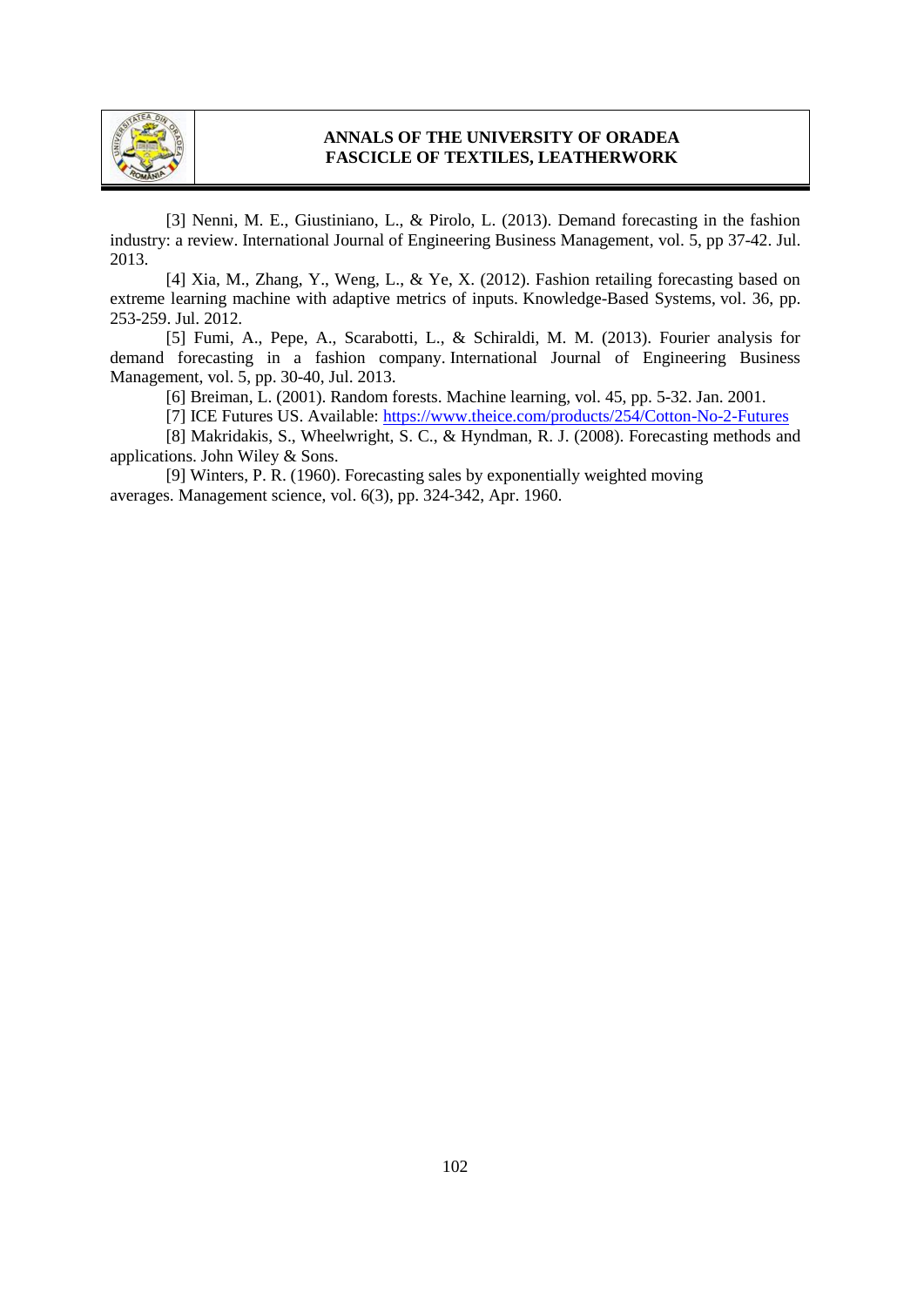[3] Nenni, M. E., Giustiniano, L., & Pirolo, L. (2013). Demand forecasting in the fashion industry: a review. International Journal of Engineering Business Management, vol. 5, pp 37-42. Jul. 2013.

[4] Xia, M., Zhang, Y., Weng, L., & Ye, X. (2012). Fashion retailing forecasting based on extreme learning machine with adaptive metrics of inputs. Knowledge-Based Systems, vol. 36, pp. 253-259. Jul. 2012.

[5] Fumi, A., Pepe, A., Scarabotti, L., & Schiraldi, M. M. (2013). Fourier analysis for demand forecasting in a fashion company. International Journal of Engineering Business Management, vol. 5, pp. 30-40, Jul. 2013.

[6] Breiman, L. (2001). Random forests. Machine learning, vol. 45, pp. 5-32. Jan. 2001.

[7] ICE Futures US. Available: https://www.theice.com/products/254/Cotton-No-2-Futures

[8] Makridakis, S., Wheelwright, S. C., & Hyndman, R. J. (2008). Forecasting methods and applications. John Wiley & Sons.

[9] Winters, P. R. (1960). Forecasting sales by exponentially weighted moving averages. Management science, vol. 6(3), pp. 324-342, Apr. 1960.